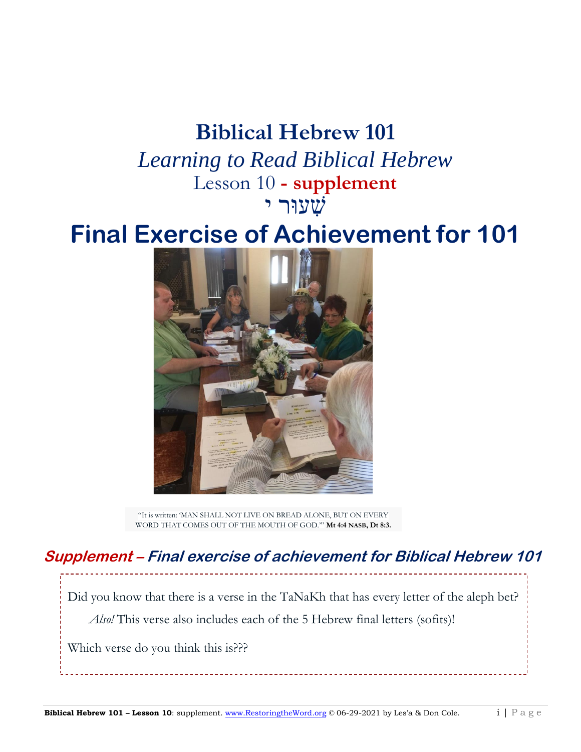# Biblical Hebrew 101

## *Learning to Read Biblical Hebrew*

Lesson 10 **- supplement**

שִׁעוּר י

# Final Exercise of Achievement for 101

"It is written: 'MAN SHALL NOT LIVE ON BREAD ALONE, BUT ON EVERY WORD THAT COMES OUT OF THE MOUTH OF GOD.'" **Mt 4:4 NASB, Dt 8:3.**

## *Supplement – Final exercise of achievement for Biblical Hebrew 101*

Did you know that there is a verse in the TaNaKh that has every letter of the aleph bet?

*Also!* This verse also includes each of the 5 Hebrew final letters (sofits)!

Which verse do you think this is???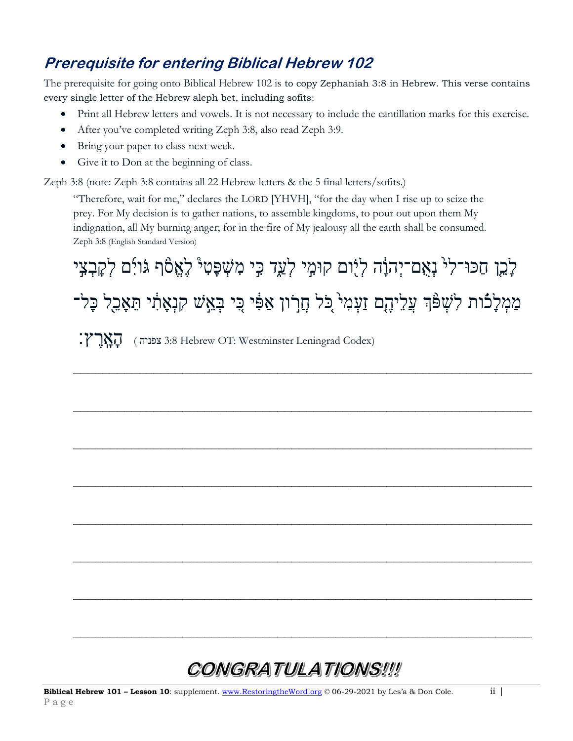## ***Prerequisite for entering Biblical Hebrew 102***

The prerequisite for going onto Biblical Hebrew 102 is to copy Zephaniah 3:8 in Hebrew. This verse contains every single letter of the Hebrew aleph bet, including sofits:

- Print all Hebrew letters and vowels. It is not necessary to include the cantillation marks for this exercise.
- After you've completed writing Zeph 3:8, also read Zeph 3:9.
- Bring your paper to class next week.
- Give it to Don at the beginning of class.

Zeph 3:8 (note: Zeph 3:8 contains all 22 Hebrew letters & the 5 final letters/sofits.)

> "Therefore, wait for me," declares the LORD [YHVH], "for the day when I rise up to seize the prey. For My decision is to gather nations, to assemble kingdoms, to pour out upon them My indignation, all My burning anger; for in the fire of My jealousy all the earth shall be consumed. Zeph 3:8 (English Standard Version)
>
> לָכֵ֤ן חַכּוּ־לִי֙ נְאֻם־יְהוָ֔ה לְי֖וֹם קוּמִ֣י לְעַ֑ד כִּ֣י מִשְׁפָּטִ֞י לֶאֱסֹ֣ף גּוֹיִ֗ם לְקָבְצִ֣י מַמְלָכ֔וֹת לִשְׁפֹּ֨ךְ עֲלֵיהֶ֤ם זַעְמִי֙ כֹּ֚ל חֲר֣וֹן אַפִּ֔י כִּ֚י בְּאֵ֣שׁ קִנְאָתִ֔י תֵּאָכֵ֖ל כָּל־הָאָֽרֶץ׃ (צפניה 3:8 Hebrew OT: Westminster Leningrad Codex)

\_\_\_\_\_\_\_\_\_\_\_\_\_\_\_\_\_\_\_\_\_\_\_\_\_\_\_\_\_\_\_\_\_\_\_\_\_\_\_\_\_\_\_\_\_\_\_\_\_\_\_\_\_\_\_\_\_\_\_\_\_\_\_\_\_\_

\_\_\_\_\_\_\_\_\_\_\_\_\_\_\_\_\_\_\_\_\_\_\_\_\_\_\_\_\_\_\_\_\_\_\_\_\_\_\_\_\_\_\_\_\_\_\_\_\_\_\_\_\_\_\_\_\_\_\_\_\_\_\_\_\_\_

\_\_\_\_\_\_\_\_\_\_\_\_\_\_\_\_\_\_\_\_\_\_\_\_\_\_\_\_\_\_\_\_\_\_\_\_\_\_\_\_\_\_\_\_\_\_\_\_\_\_\_\_\_\_\_\_\_\_\_\_\_\_\_\_\_\_

\_\_\_\_\_\_\_\_\_\_\_\_\_\_\_\_\_\_\_\_\_\_\_\_\_\_\_\_\_\_\_\_\_\_\_\_\_\_\_\_\_\_\_\_\_\_\_\_\_\_\_\_\_\_\_\_\_\_\_\_\_\_\_\_\_\_

\_\_\_\_\_\_\_\_\_\_\_\_\_\_\_\_\_\_\_\_\_\_\_\_\_\_\_\_\_\_\_\_\_\_\_\_\_\_\_\_\_\_\_\_\_\_\_\_\_\_\_\_\_\_\_\_\_\_\_\_\_\_\_\_\_\_

\_\_\_\_\_\_\_\_\_\_\_\_\_\_\_\_\_\_\_\_\_\_\_\_\_\_\_\_\_\_\_\_\_\_\_\_\_\_\_\_\_\_\_\_\_\_\_\_\_\_\_\_\_\_\_\_\_\_\_\_\_\_\_\_\_\_

\_\_\_\_\_\_\_\_\_\_\_\_\_\_\_\_\_\_\_\_\_\_\_\_\_\_\_\_\_\_\_\_\_\_\_\_\_\_\_\_\_\_\_\_\_\_\_\_\_\_\_\_\_\_\_\_\_\_\_\_\_\_\_\_\_\_

\_\_\_\_\_\_\_\_\_\_\_\_\_\_\_\_\_\_\_\_\_\_\_\_\_\_\_\_\_\_\_\_\_\_\_\_\_\_\_\_\_\_\_\_\_\_\_\_\_\_\_\_\_\_\_\_\_\_\_\_\_\_\_\_\_\_

# ***CONGRATULATIONS!!!***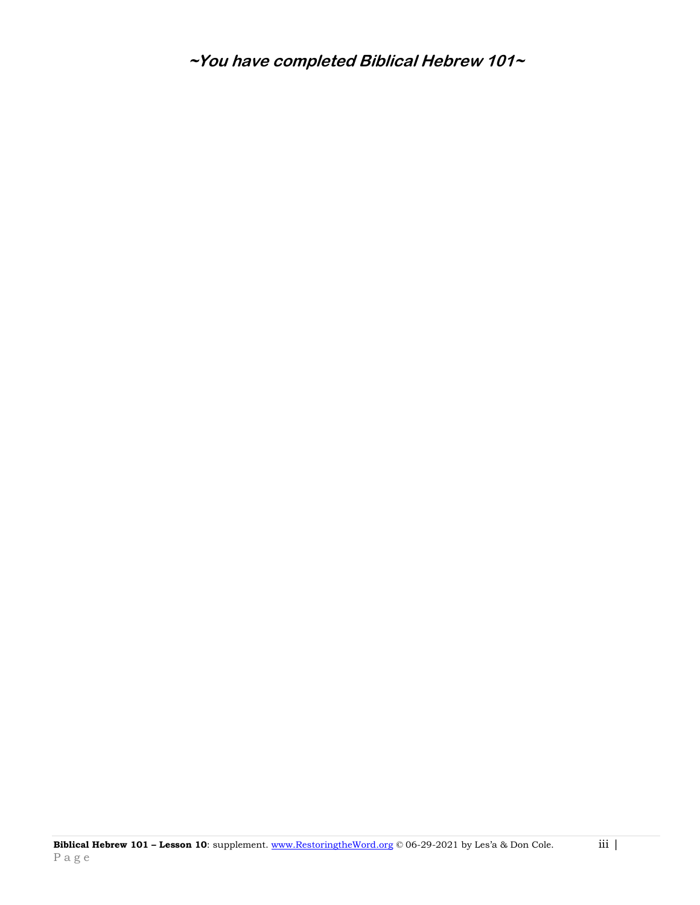**~You have completed Biblical Hebrew 101~**